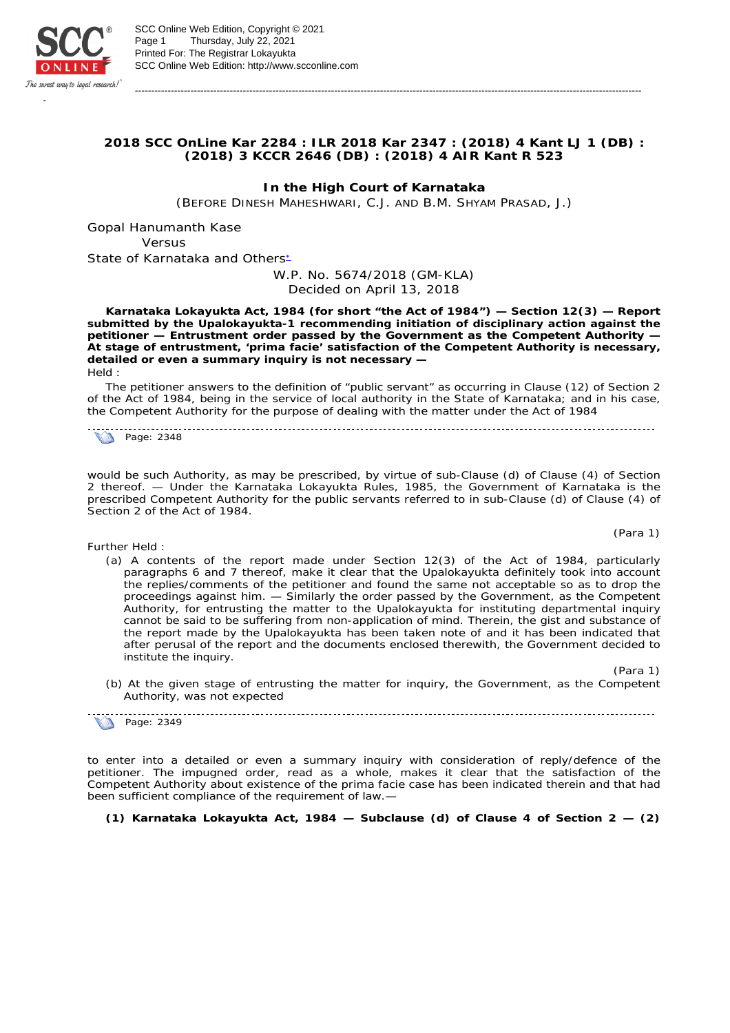**2018 SCC OnLine Kar 2284 : ILR 2018 Kar 2347 : (2018) 4 Kant LJ 1 (DB) : (2018) 3 KCCR 2646 (DB) : (2018) 4 AIR Kant R 523**

**In the High Court of Karnataka**

(BEFORE DINESH MAHESHWARI, C.J. AND B.M. SHYAM PRASAD, J.)

Gopal Hanumanth Kase

Versus

State of Karnataka and Others*

W.P. No. 5674/2018 (GM-KLA)

Decided on April 13, 2018

**Karnataka Lokayukta Act, 1984 (for short "the Act of 1984") — Section 12(3) — Report submitted by the Upalokayukta-1 recommending initiation of disciplinary action against the petitioner — Entrustment order passed by the Government as the Competent Authority — At stage of entrustment, 'prima facie' satisfaction of the Competent Authority is necessary, detailed or even a summary inquiry is not necessary —**

Held :

The petitioner answers to the definition of "public servant" as occurring in Clause (12) of Section 2 of the Act of 1984, being in the service of local authority in the State of Karnataka; and in his case, the Competent Authority for the purpose of dealing with the matter under the Act of 1984

Page: 2348

would be such Authority, as may be prescribed, by virtue of sub-Clause (d) of Clause (4) of Section 2 thereof. — Under the Karnataka Lokayukta Rules, 1985, the Government of Karnataka is the prescribed Competent Authority for the public servants referred to in sub-Clause (d) of Clause (4) of Section 2 of the Act of 1984.

(Para 1)

Further Held :

(a) A contents of the report made under Section 12(3) of the Act of 1984, particularly paragraphs 6 and 7 thereof, make it clear that the Upalokayukta definitely took into account the replies/comments of the petitioner and found the same not acceptable so as to drop the proceedings against him. — Similarly the order passed by the Government, as the Competent Authority, for entrusting the matter to the Upalokayukta for instituting departmental inquiry cannot be said to be suffering from non-application of mind. Therein, the gist and substance of the report made by the Upalokayukta has been taken note of and it has been indicated that after perusal of the report and the documents enclosed therewith, the Government decided to institute the inquiry.

(Para 1)

(b) At the given stage of entrusting the matter for inquiry, the Government, as the Competent Authority, was not expected

Page: 2349

to enter into a detailed or even a summary inquiry with consideration of reply/defence of the petitioner. The impugned order, read as a whole, makes it clear that the satisfaction of the Competent Authority about existence of the prima facie case has been indicated therein and that had been sufficient compliance of the requirement of law.—

**(1) Karnataka Lokayukta Act, 1984 — Subclause (d) of Clause 4 of Section 2 — (2)**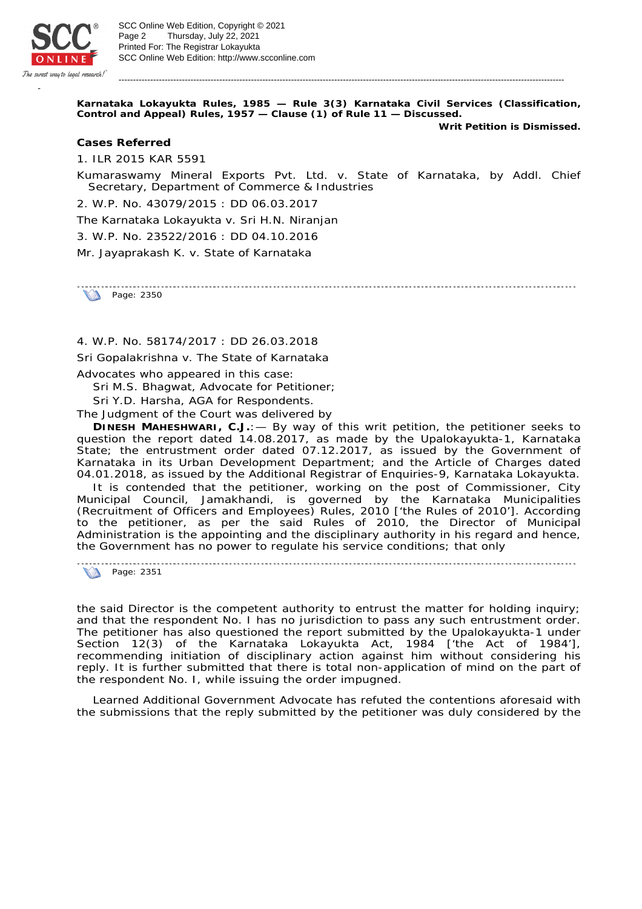**Karnataka Lokayukta Rules, 1985 — Rule 3(3) Karnataka Civil Services (Classification, Control and Appeal) Rules, 1957 — Clause (1) of Rule 11 — Discussed.**

**Writ Petition is Dismissed.**

**Cases Referred**

1. ILR 2015 KAR 5591

Kumaraswamy Mineral Exports Pvt. Ltd. v. State of Karnataka, by Addl. Chief Secretary, Department of Commerce & Industries

2. W.P. No. 43079/2015 : DD 06.03.2017

The Karnataka Lokayukta v. Sri H.N. Niranjan

3. W.P. No. 23522/2016 : DD 04.10.2016

Mr. Jayaprakash K. v. State of Karnataka

Page: 2350

4. W.P. No. 58174/2017 : DD 26.03.2018

Sri Gopalakrishna v. The State of Karnataka

Advocates who appeared in this case:

Sri M.S. Bhagwat, Advocate for Petitioner;

Sri Y.D. Harsha, AGA for Respondents.

The Judgment of the Court was delivered by

**DINESH MAHESHWARI, C.J.**:— By way of this writ petition, the petitioner seeks to question the report dated 14.08.2017, as made by the Upalokayukta-1, Karnataka State; the entrustment order dated 07.12.2017, as issued by the Government of Karnataka in its Urban Development Department; and the Article of Charges dated 04.01.2018, as issued by the Additional Registrar of Enquiries-9, Karnataka Lokayukta.

It is contended that the petitioner, working on the post of Commissioner, City Municipal Council, Jamakhandi, is governed by the Karnataka Municipalities (Recruitment of Officers and Employees) Rules, 2010 ['the Rules of 2010']. According to the petitioner, as per the said Rules of 2010, the Director of Municipal Administration is the appointing and the disciplinary authority in his regard and hence, the Government has no power to regulate his service conditions; that only

Page: 2351

the said Director is the competent authority to entrust the matter for holding inquiry; and that the respondent No. I has no jurisdiction to pass any such entrustment order. The petitioner has also questioned the report submitted by the Upalokayukta-1 under Section 12(3) of the Karnataka Lokayukta Act, 1984 ['the Act of 1984'], recommending initiation of disciplinary action against him without considering his reply. It is further submitted that there is total non-application of mind on the part of the respondent No. I, while issuing the order impugned.

Learned Additional Government Advocate has refuted the contentions aforesaid with the submissions that the reply submitted by the petitioner was duly considered by the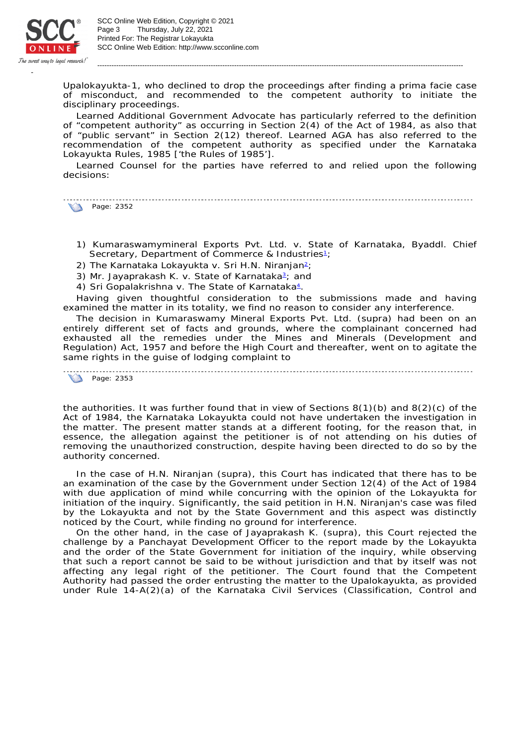Upalokayukta-1, who declined to drop the proceedings after finding a prima facie case of misconduct, and recommended to the competent authority to initiate the disciplinary proceedings.

Learned Additional Government Advocate has particularly referred to the definition of "competent authority" as occurring in Section 2(4) of the Act of 1984, as also that of "public servant" in Section 2(12) thereof. Learned AGA has also referred to the recommendation of the competent authority as specified under the Karnataka Lokayukta Rules, 1985 ['the Rules of 1985'].

Learned Counsel for the parties have referred to and relied upon the following decisions:

Page: 2352

1) Kumaraswamymineral Exports Pvt. Ltd. v. State of Karnataka, Byaddl. Chief Secretary, Department of Commerce & Industries[1];
2) The Karnataka Lokayukta v. Sri H.N. Niranjan[2];
3) Mr. Jayaprakash K. v. State of Karnataka[3]; and
4) Sri Gopalakrishna v. The State of Karnataka[4].

Having given thoughtful consideration to the submissions made and having examined the matter in its totality, we find no reason to consider any interference.

The decision in Kumaraswamy Mineral Exports Pvt. Ltd. (supra) had been on an entirely different set of facts and grounds, where the complainant concerned had exhausted all the remedies under the Mines and Minerals (Development and Regulation) Act, 1957 and before the High Court and thereafter, went on to agitate the same rights in the guise of lodging complaint to

Page: 2353

the authorities. It was further found that in view of Sections 8(1)(b) and 8(2)(c) of the Act of 1984, the Karnataka Lokayukta could not have undertaken the investigation in the matter. The present matter stands at a different footing, for the reason that, in essence, the allegation against the petitioner is of not attending on his duties of removing the unauthorized construction, despite having been directed to do so by the authority concerned.

In the case of H.N. Niranjan (supra), this Court has indicated that there has to be an examination of the case by the Government under Section 12(4) of the Act of 1984 with due application of mind while concurring with the opinion of the Lokayukta for initiation of the inquiry. Significantly, the said petition in H.N. Niranjan's case was filed by the Lokayukta and not by the State Government and this aspect was distinctly noticed by the Court, while finding no ground for interference.

On the other hand, in the case of Jayaprakash K. (supra), this Court rejected the challenge by a Panchayat Development Officer to the report made by the Lokayukta and the order of the State Government for initiation of the inquiry, while observing that such a report cannot be said to be without jurisdiction and that by itself was not affecting any legal right of the petitioner. The Court found that the Competent Authority had passed the order entrusting the matter to the Upalokayukta, as provided under Rule 14-A(2)(a) of the Karnataka Civil Services (Classification, Control and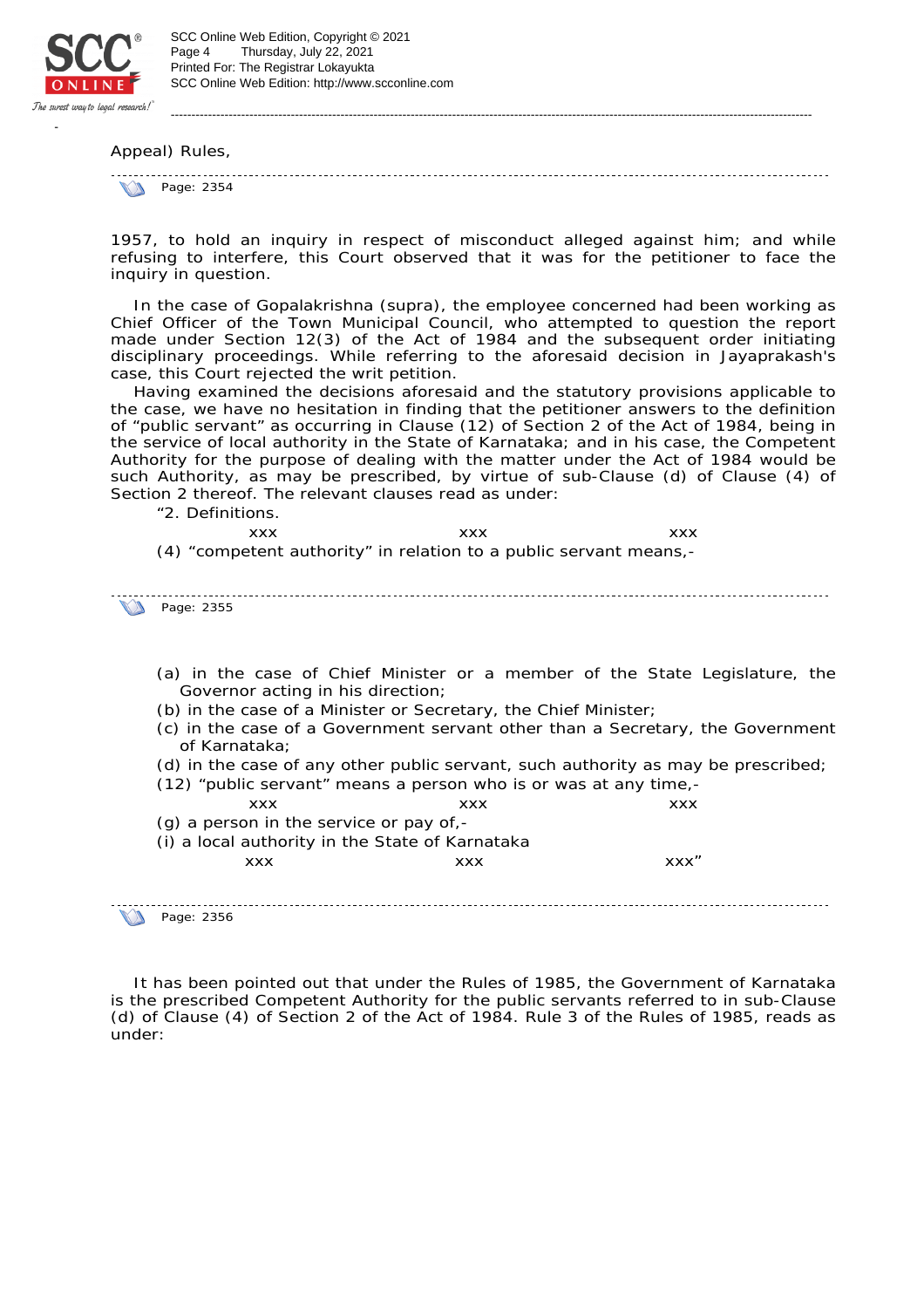Appeal) Rules,

Page: 2354

1957, to hold an inquiry in respect of misconduct alleged against him; and while refusing to interfere, this Court observed that it was for the petitioner to face the inquiry in question.

In the case of Gopalakrishna (supra), the employee concerned had been working as Chief Officer of the Town Municipal Council, who attempted to question the report made under Section 12(3) of the Act of 1984 and the subsequent order initiating disciplinary proceedings. While referring to the aforesaid decision in Jayaprakash's case, this Court rejected the writ petition.

Having examined the decisions aforesaid and the statutory provisions applicable to the case, we have no hesitation in finding that the petitioner answers to the definition of "public servant" as occurring in Clause (12) of Section 2 of the Act of 1984, being in the service of local authority in the State of Karnataka; and in his case, the Competent Authority for the purpose of dealing with the matter under the Act of 1984 would be such Authority, as may be prescribed, by virtue of sub-Clause (d) of Clause (4) of Section 2 thereof. The relevant clauses read as under:

"2. Definitions.

xxx xxx xxx

(4) "competent authority" in relation to a public servant means,-

Page: 2355

(a) in the case of Chief Minister or a member of the State Legislature, the Governor acting in his direction;

(b) in the case of a Minister or Secretary, the Chief Minister;

(c) in the case of a Government servant other than a Secretary, the Government of Karnataka;

(d) in the case of any other public servant, such authority as may be prescribed;

(12) "public servant" means a person who is or was at any time,-

xxx xxx xxx

(g) a person in the service or pay of,-

(i) a local authority in the State of Karnataka

xxx xxx xxx"

Page: 2356

It has been pointed out that under the Rules of 1985, the Government of Karnataka is the prescribed Competent Authority for the public servants referred to in sub-Clause (d) of Clause (4) of Section 2 of the Act of 1984. Rule 3 of the Rules of 1985, reads as under: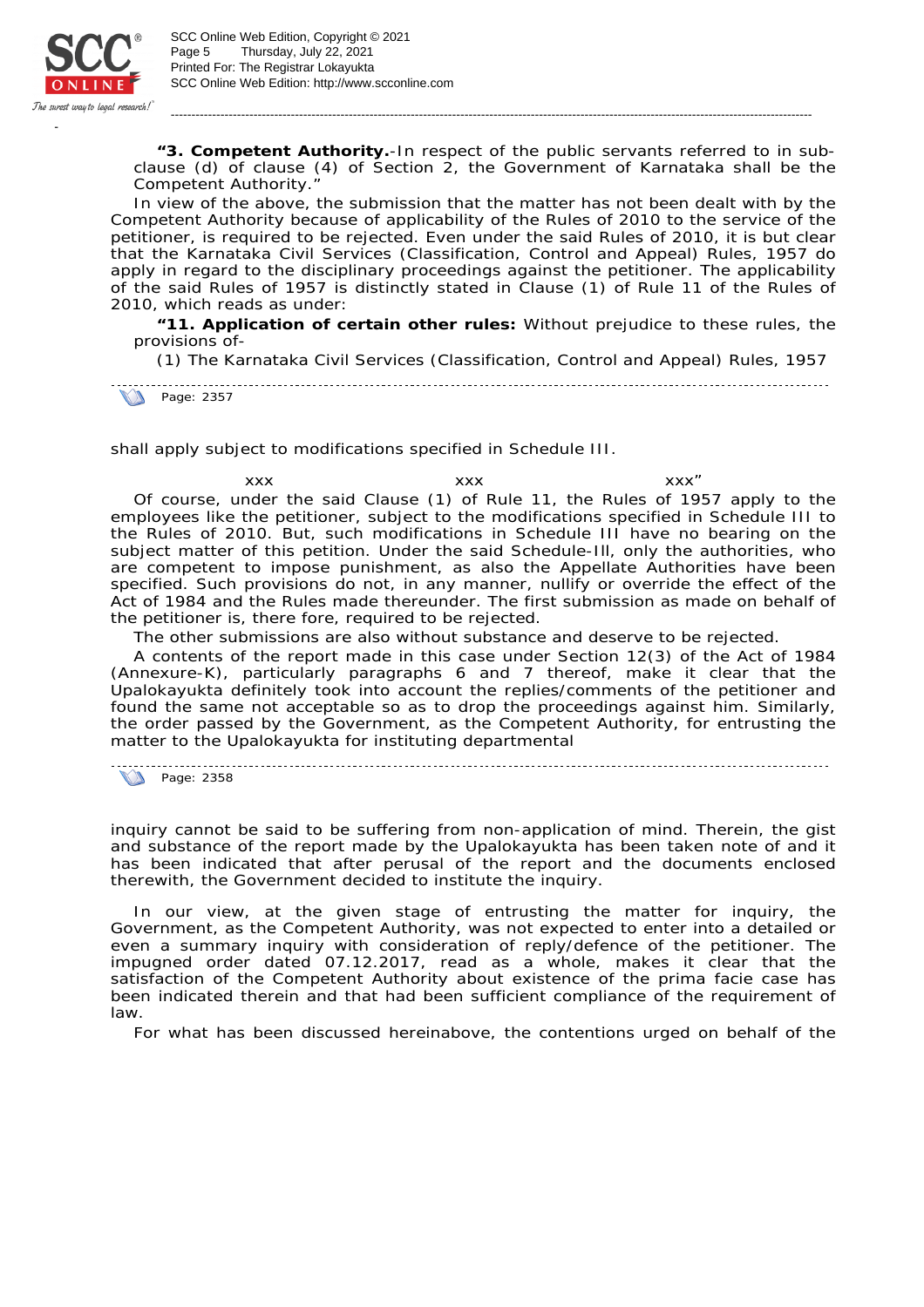**"3. Competent Authority.**-In respect of the public servants referred to in sub-clause (d) of clause (4) of Section 2, the Government of Karnataka shall be the Competent Authority."

In view of the above, the submission that the matter has not been dealt with by the Competent Authority because of applicability of the Rules of 2010 to the service of the petitioner, is required to be rejected. Even under the said Rules of 2010, it is but clear that the Karnataka Civil Services (Classification, Control and Appeal) Rules, 1957 do apply in regard to the disciplinary proceedings against the petitioner. The applicability of the said Rules of 1957 is distinctly stated in Clause (1) of Rule 11 of the Rules of 2010, which reads as under:

**"11. Application of certain other rules:** Without prejudice to these rules, the provisions of-

(1) The Karnataka Civil Services (Classification, Control and Appeal) Rules, 1957

Page: 2357

shall apply subject to modifications specified in Schedule III.

xxx xxx xxx"

Of course, under the said Clause (1) of Rule 11, the Rules of 1957 apply to the employees like the petitioner, subject to the modifications specified in Schedule III to the Rules of 2010. But, such modifications in Schedule III have no bearing on the subject matter of this petition. Under the said Schedule-III, only the authorities, who are competent to impose punishment, as also the Appellate Authorities have been specified. Such provisions do not, in any manner, nullify or override the effect of the Act of 1984 and the Rules made thereunder. The first submission as made on behalf of the petitioner is, there fore, required to be rejected.

The other submissions are also without substance and deserve to be rejected.

A contents of the report made in this case under Section 12(3) of the Act of 1984 (Annexure-K), particularly paragraphs 6 and 7 thereof, make it clear that the Upalokayukta definitely took into account the replies/comments of the petitioner and found the same not acceptable so as to drop the proceedings against him. Similarly, the order passed by the Government, as the Competent Authority, for entrusting the matter to the Upalokayukta for instituting departmental

Page: 2358

inquiry cannot be said to be suffering from non-application of mind. Therein, the gist and substance of the report made by the Upalokayukta has been taken note of and it has been indicated that after perusal of the report and the documents enclosed therewith, the Government decided to institute the inquiry.

In our view, at the given stage of entrusting the matter for inquiry, the Government, as the Competent Authority, was not expected to enter into a detailed or even a summary inquiry with consideration of reply/defence of the petitioner. The impugned order dated 07.12.2017, read as a whole, makes it clear that the satisfaction of the Competent Authority about existence of the prima facie case has been indicated therein and that had been sufficient compliance of the requirement of law.

For what has been discussed hereinabove, the contentions urged on behalf of the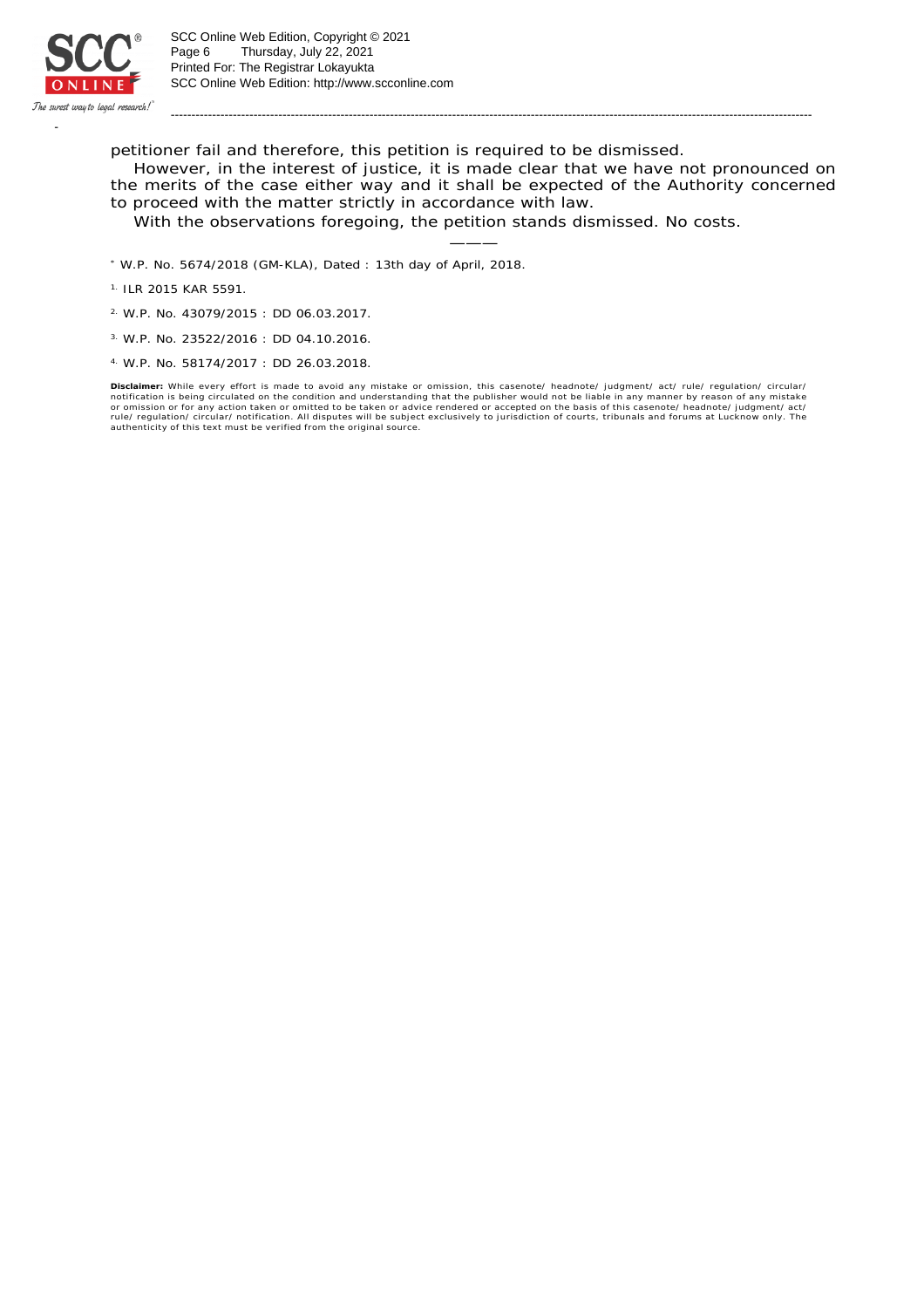petitioner fail and therefore, this petition is required to be dismissed.

However, in the interest of justice, it is made clear that we have not pronounced on the merits of the case either way and it shall be expected of the Authority concerned to proceed with the matter strictly in accordance with law.

With the observations foregoing, the petition stands dismissed. No costs.

———

[*] W.P. No. 5674/2018 (GM-KLA), Dated : 13th day of April, 2018.

[1] ILR 2015 KAR 5591.

[2] W.P. No. 43079/2015 : DD 06.03.2017.

[3] W.P. No. 23522/2016 : DD 04.10.2016.

[4] W.P. No. 58174/2017 : DD 26.03.2018.

**Disclaimer:** While every effort is made to avoid any mistake or omission, this casenote/ headnote/ judgment/ act/ rule/ regulation/ circular/ notification is being circulated on the condition and understanding that the publisher would not be liable in any manner by reason of any mistake or omission or for any action taken or omitted to be taken or advice rendered or accepted on the basis of this casenote/ headnote/ judgment/ act/ rule/ regulation/ circular/ notification. All disputes will be subject exclusively to jurisdiction of courts, tribunals and forums at Lucknow only. The authenticity of this text must be verified from the original source.